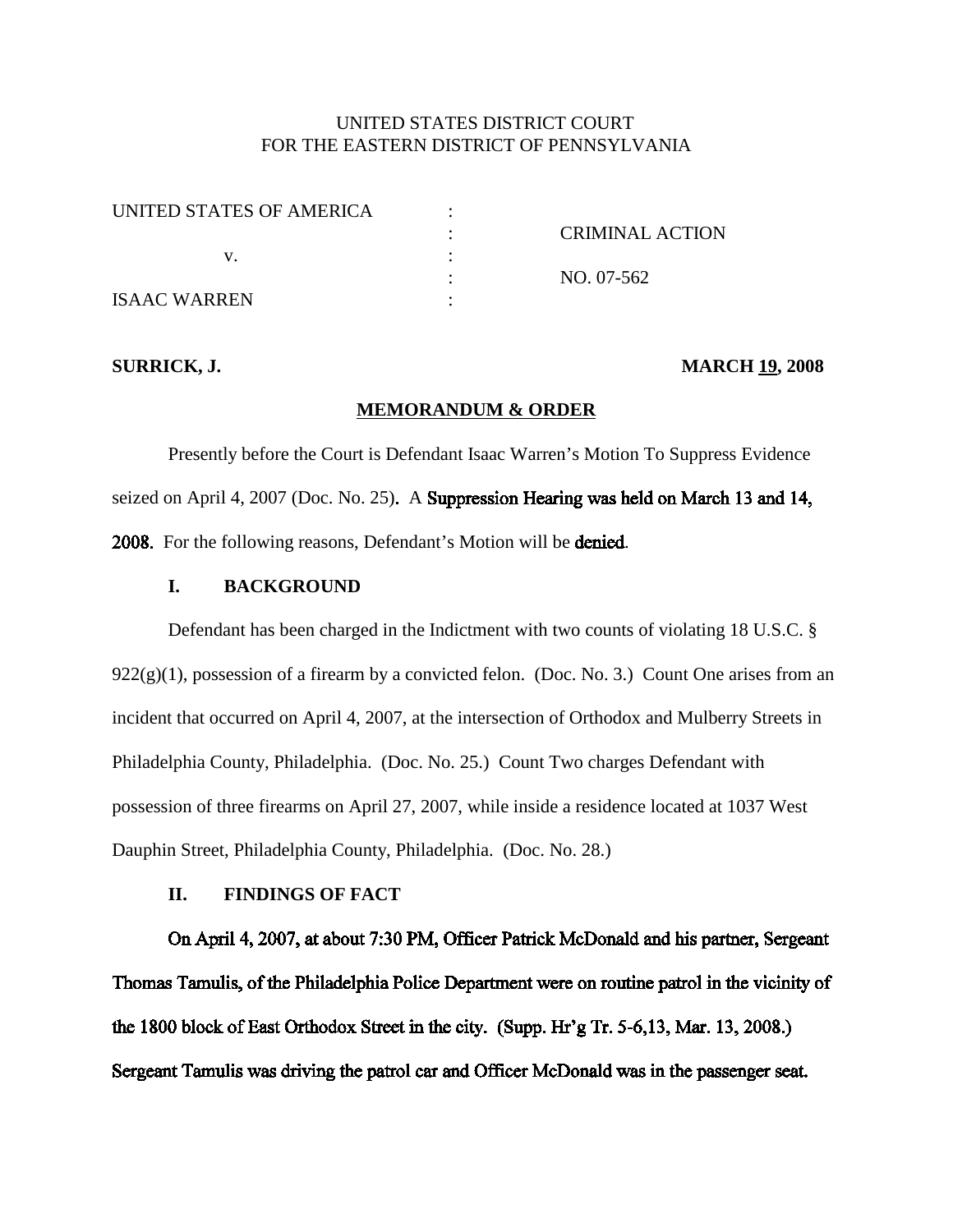UNITED STATES DISTRICT COURT
FOR THE EASTERN DISTRICT OF PENNSYLVANIA

| | | |
|---|---|---|
| UNITED STATES OF AMERICA | : | |
| | : | CRIMINAL ACTION |
| v. | : | |
| | : | NO. 07-562 |
| ISAAC WARREN | : | |

**SURRICK, J.** **MARCH 19, 2008**

**MEMORANDUM & ORDER**

Presently before the Court is Defendant Isaac Warren's Motion To Suppress Evidence seized on April 4, 2007 (Doc. No. 25). A Suppression Hearing was held on March 13 and 14, 2008. For the following reasons, Defendant's Motion will be denied.

## I. BACKGROUND

Defendant has been charged in the Indictment with two counts of violating 18 U.S.C. § 922(g)(1), possession of a firearm by a convicted felon. (Doc. No. 3.) Count One arises from an incident that occurred on April 4, 2007, at the intersection of Orthodox and Mulberry Streets in Philadelphia County, Philadelphia. (Doc. No. 25.) Count Two charges Defendant with possession of three firearms on April 27, 2007, while inside a residence located at 1037 West Dauphin Street, Philadelphia County, Philadelphia. (Doc. No. 28.)

## II. FINDINGS OF FACT

On April 4, 2007, at about 7:30 PM, Officer Patrick McDonald and his partner, Sergeant Thomas Tamulis, of the Philadelphia Police Department were on routine patrol in the vicinity of the 1800 block of East Orthodox Street in the city. (Supp. Hr'g Tr. 5-6,13, Mar. 13, 2008.) Sergeant Tamulis was driving the patrol car and Officer McDonald was in the passenger seat.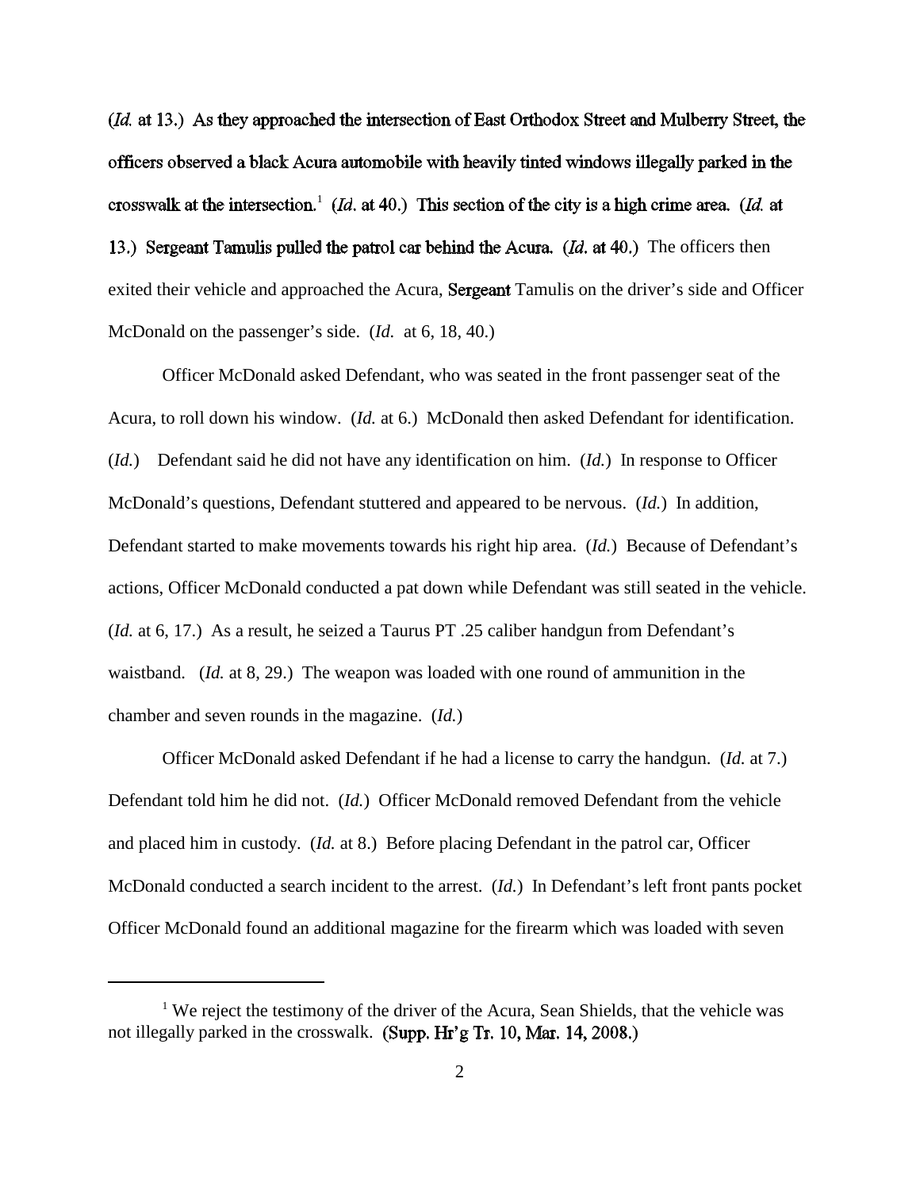(*Id.* at 13.) As they approached the intersection of East Orthodox Street and Mulberry Street, the officers observed a black Acura automobile with heavily tinted windows illegally parked in the crosswalk at the intersection.[1] (*Id.* at 40.) This section of the city is a high crime area. (*Id.* at 13.) Sergeant Tamulis pulled the patrol car behind the Acura. (*Id.* at 40.) The officers then exited their vehicle and approached the Acura, Sergeant Tamulis on the driver's side and Officer McDonald on the passenger's side. (*Id.* at 6, 18, 40.)

Officer McDonald asked Defendant, who was seated in the front passenger seat of the Acura, to roll down his window. (*Id.* at 6.) McDonald then asked Defendant for identification. (*Id.*) Defendant said he did not have any identification on him. (*Id.*) In response to Officer McDonald's questions, Defendant stuttered and appeared to be nervous. (*Id.*) In addition, Defendant started to make movements towards his right hip area. (*Id.*) Because of Defendant's actions, Officer McDonald conducted a pat down while Defendant was still seated in the vehicle. (*Id.* at 6, 17.) As a result, he seized a Taurus PT .25 caliber handgun from Defendant's waistband. (*Id.* at 8, 29.) The weapon was loaded with one round of ammunition in the chamber and seven rounds in the magazine. (*Id.*)

Officer McDonald asked Defendant if he had a license to carry the handgun. (*Id.* at 7.) Defendant told him he did not. (*Id.*) Officer McDonald removed Defendant from the vehicle and placed him in custody. (*Id.* at 8.) Before placing Defendant in the patrol car, Officer McDonald conducted a search incident to the arrest. (*Id.*) In Defendant's left front pants pocket Officer McDonald found an additional magazine for the firearm which was loaded with seven

---

[1] We reject the testimony of the driver of the Acura, Sean Shields, that the vehicle was not illegally parked in the crosswalk. (Supp. Hr'g Tr. 10, Mar. 14, 2008.)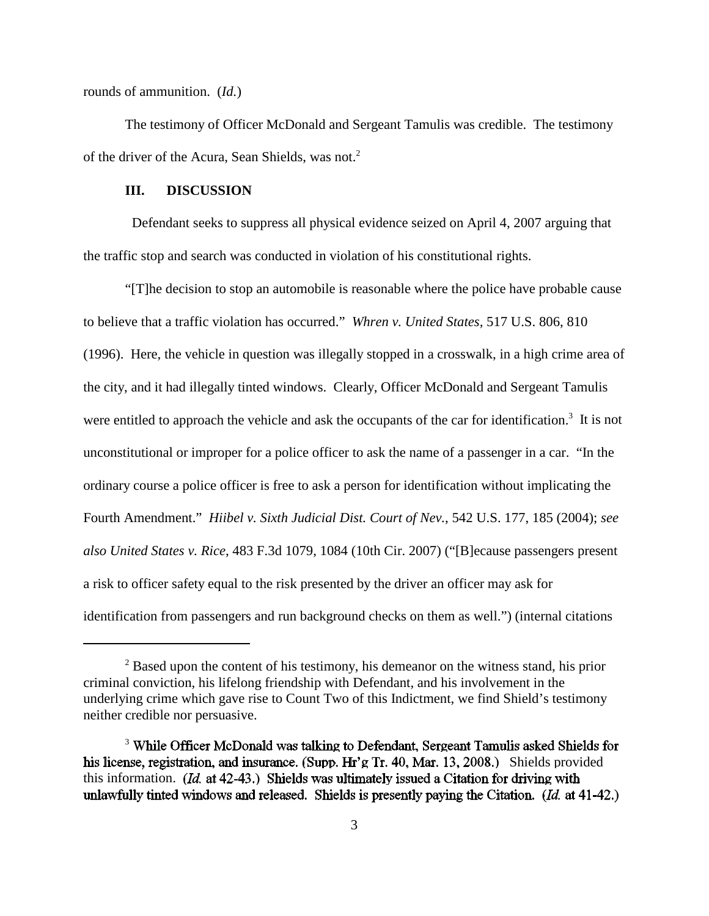rounds of ammunition. (*Id.*)

The testimony of Officer McDonald and Sergeant Tamulis was credible. The testimony of the driver of the Acura, Sean Shields, was not.[2]

### III. DISCUSSION

Defendant seeks to suppress all physical evidence seized on April 4, 2007 arguing that the traffic stop and search was conducted in violation of his constitutional rights.

"[T]he decision to stop an automobile is reasonable where the police have probable cause to believe that a traffic violation has occurred." *Whren v. United States*, 517 U.S. 806, 810 (1996). Here, the vehicle in question was illegally stopped in a crosswalk, in a high crime area of the city, and it had illegally tinted windows. Clearly, Officer McDonald and Sergeant Tamulis were entitled to approach the vehicle and ask the occupants of the car for identification.[3] It is not unconstitutional or improper for a police officer to ask the name of a passenger in a car. "In the ordinary course a police officer is free to ask a person for identification without implicating the Fourth Amendment." *Hiibel v. Sixth Judicial Dist. Court of Nev.*, 542 U.S. 177, 185 (2004); *see also United States v. Rice*, 483 F.3d 1079, 1084 (10th Cir. 2007) ("[B]ecause passengers present a risk to officer safety equal to the risk presented by the driver an officer may ask for identification from passengers and run background checks on them as well.") (internal citations

---

[2] Based upon the content of his testimony, his demeanor on the witness stand, his prior criminal conviction, his lifelong friendship with Defendant, and his involvement in the underlying crime which gave rise to Count Two of this Indictment, we find Shield's testimony neither credible nor persuasive.

[3] While Officer McDonald was talking to Defendant, Sergeant Tamulis asked Shields for his license, registration, and insurance. (Supp. Hr'g Tr. 40, Mar. 13, 2008.) Shields provided this information. (*Id.* at 42-43.) Shields was ultimately issued a Citation for driving with unlawfully tinted windows and released. Shields is presently paying the Citation. (*Id.* at 41-42.)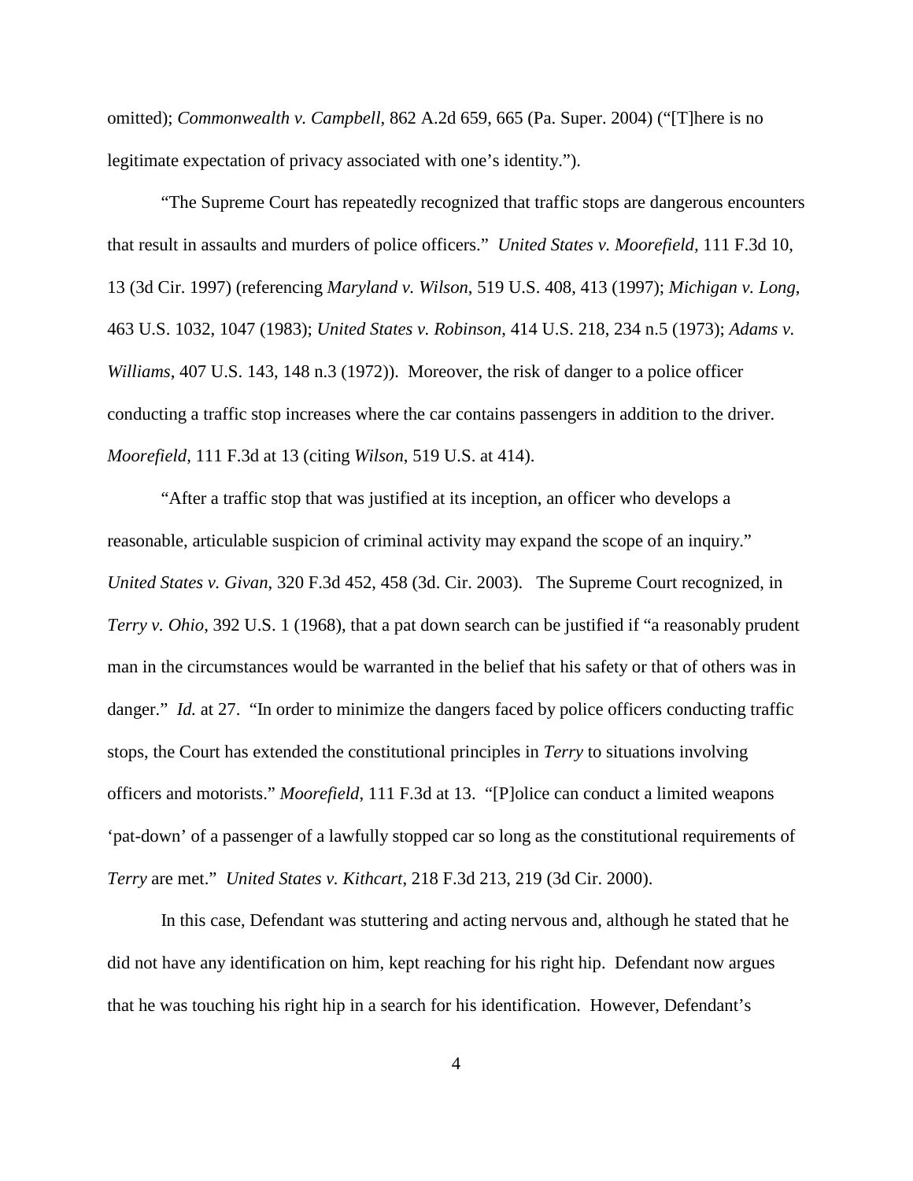omitted); *Commonwealth v. Campbell*, 862 A.2d 659, 665 (Pa. Super. 2004) ("[T]here is no legitimate expectation of privacy associated with one's identity.").

"The Supreme Court has repeatedly recognized that traffic stops are dangerous encounters that result in assaults and murders of police officers." *United States v. Moorefield*, 111 F.3d 10, 13 (3d Cir. 1997) (referencing *Maryland v. Wilson*, 519 U.S. 408, 413 (1997); *Michigan v. Long*, 463 U.S. 1032, 1047 (1983); *United States v. Robinson*, 414 U.S. 218, 234 n.5 (1973); *Adams v. Williams*, 407 U.S. 143, 148 n.3 (1972)). Moreover, the risk of danger to a police officer conducting a traffic stop increases where the car contains passengers in addition to the driver. *Moorefield*, 111 F.3d at 13 (citing *Wilson*, 519 U.S. at 414).

"After a traffic stop that was justified at its inception, an officer who develops a reasonable, articulable suspicion of criminal activity may expand the scope of an inquiry." *United States v. Givan*, 320 F.3d 452, 458 (3d. Cir. 2003). The Supreme Court recognized, in *Terry v. Ohio*, 392 U.S. 1 (1968), that a pat down search can be justified if "a reasonably prudent man in the circumstances would be warranted in the belief that his safety or that of others was in danger." *Id.* at 27. "In order to minimize the dangers faced by police officers conducting traffic stops, the Court has extended the constitutional principles in *Terry* to situations involving officers and motorists." *Moorefield*, 111 F.3d at 13. "[P]olice can conduct a limited weapons 'pat-down' of a passenger of a lawfully stopped car so long as the constitutional requirements of *Terry* are met." *United States v. Kithcart*, 218 F.3d 213, 219 (3d Cir. 2000).

In this case, Defendant was stuttering and acting nervous and, although he stated that he did not have any identification on him, kept reaching for his right hip. Defendant now argues that he was touching his right hip in a search for his identification. However, Defendant's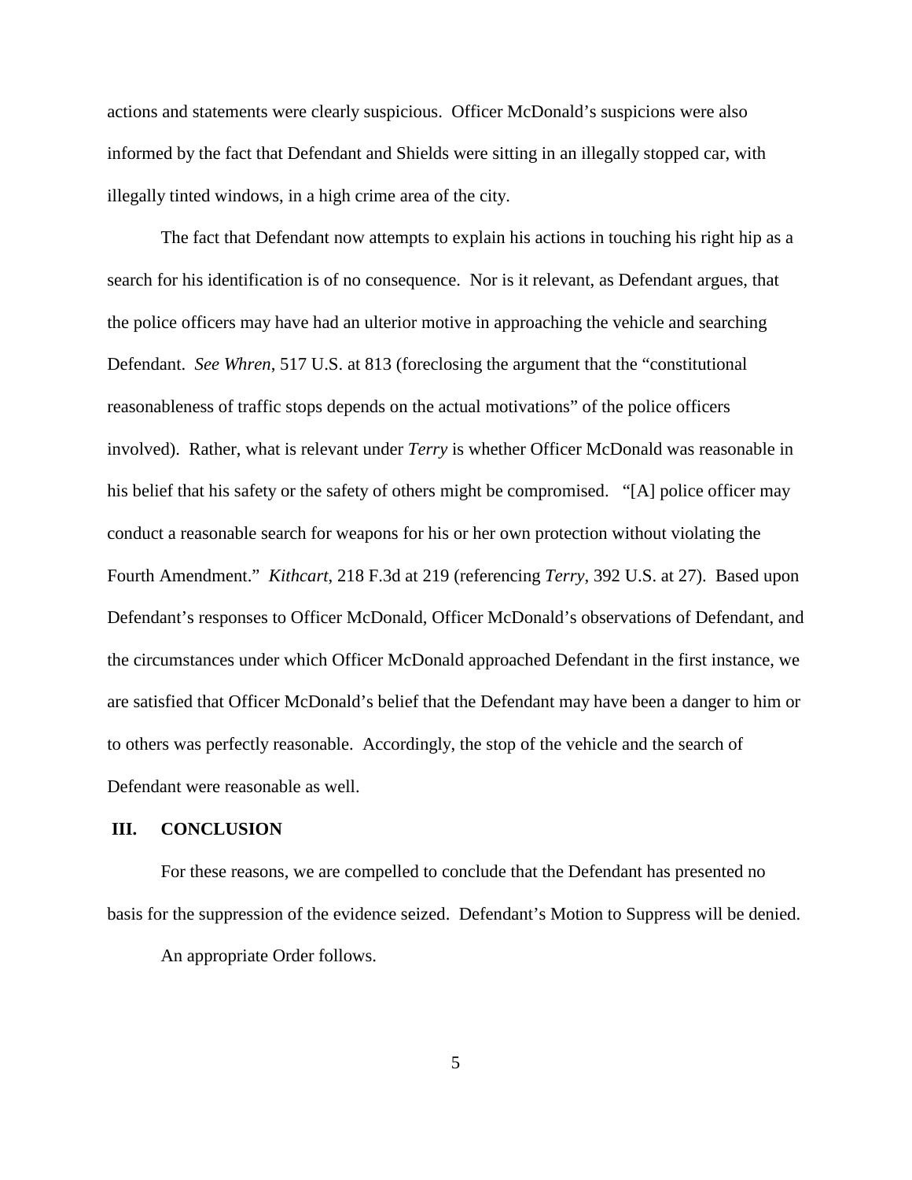actions and statements were clearly suspicious. Officer McDonald's suspicions were also informed by the fact that Defendant and Shields were sitting in an illegally stopped car, with illegally tinted windows, in a high crime area of the city.

The fact that Defendant now attempts to explain his actions in touching his right hip as a search for his identification is of no consequence. Nor is it relevant, as Defendant argues, that the police officers may have had an ulterior motive in approaching the vehicle and searching Defendant. *See Whren*, 517 U.S. at 813 (foreclosing the argument that the "constitutional reasonableness of traffic stops depends on the actual motivations" of the police officers involved). Rather, what is relevant under *Terry* is whether Officer McDonald was reasonable in his belief that his safety or the safety of others might be compromised. "[A] police officer may conduct a reasonable search for weapons for his or her own protection without violating the Fourth Amendment." *Kithcart*, 218 F.3d at 219 (referencing *Terry*, 392 U.S. at 27). Based upon Defendant's responses to Officer McDonald, Officer McDonald's observations of Defendant, and the circumstances under which Officer McDonald approached Defendant in the first instance, we are satisfied that Officer McDonald's belief that the Defendant may have been a danger to him or to others was perfectly reasonable. Accordingly, the stop of the vehicle and the search of Defendant were reasonable as well.

## III. CONCLUSION

For these reasons, we are compelled to conclude that the Defendant has presented no basis for the suppression of the evidence seized. Defendant's Motion to Suppress will be denied.

An appropriate Order follows.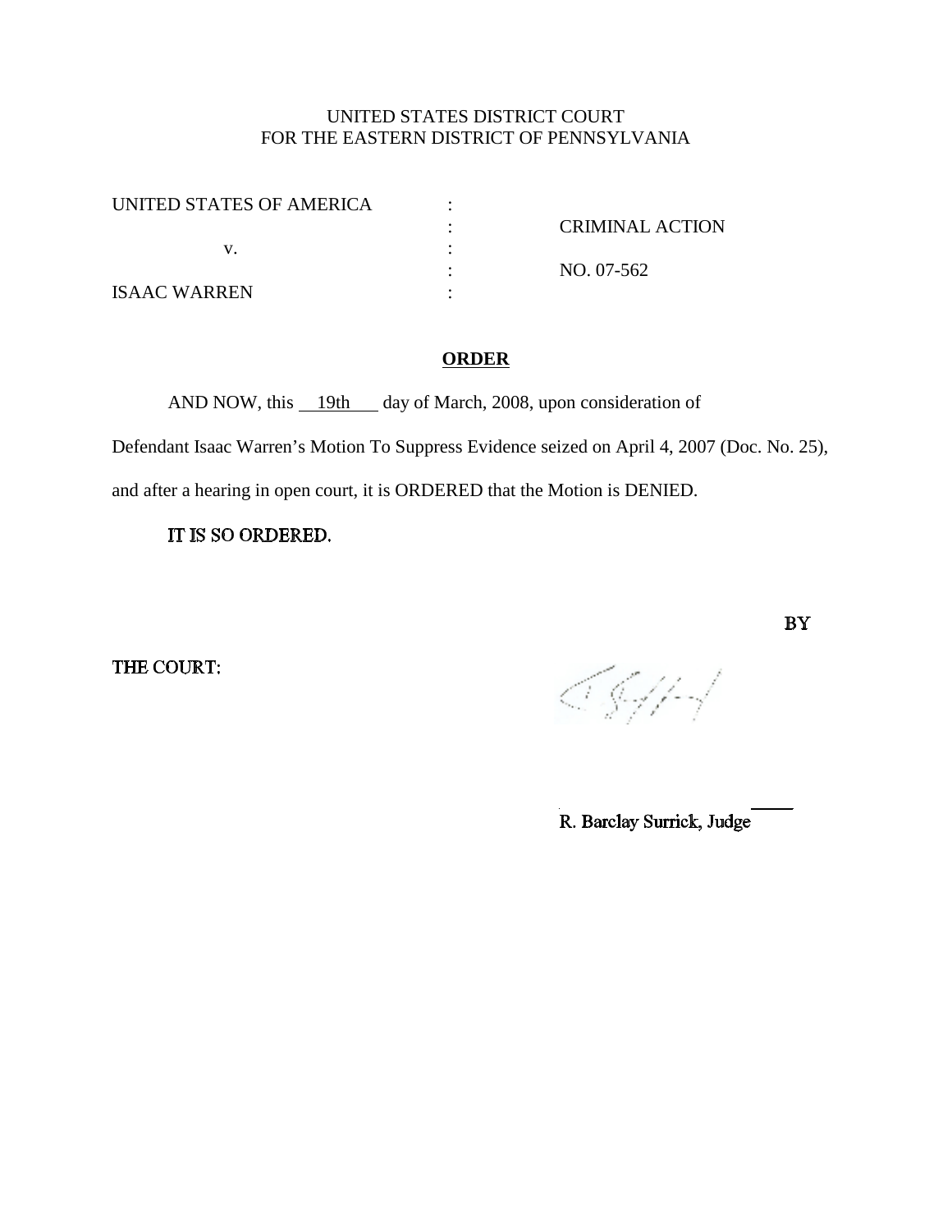UNITED STATES DISTRICT COURT
FOR THE EASTERN DISTRICT OF PENNSYLVANIA

| | | |
|---|---|---|
| UNITED STATES OF AMERICA | : | |
| | : | CRIMINAL ACTION |
| v. | : | |
| | : | NO. 07-562 |
| ISAAC WARREN | : | |

**ORDER**

AND NOW, this 19th day of March, 2008, upon consideration of Defendant Isaac Warren's Motion To Suppress Evidence seized on April 4, 2007 (Doc. No. 25), and after a hearing in open court, it is ORDERED that the Motion is DENIED.

IT IS SO ORDERED.

BY THE COURT:

R. Barclay Surrick, Judge